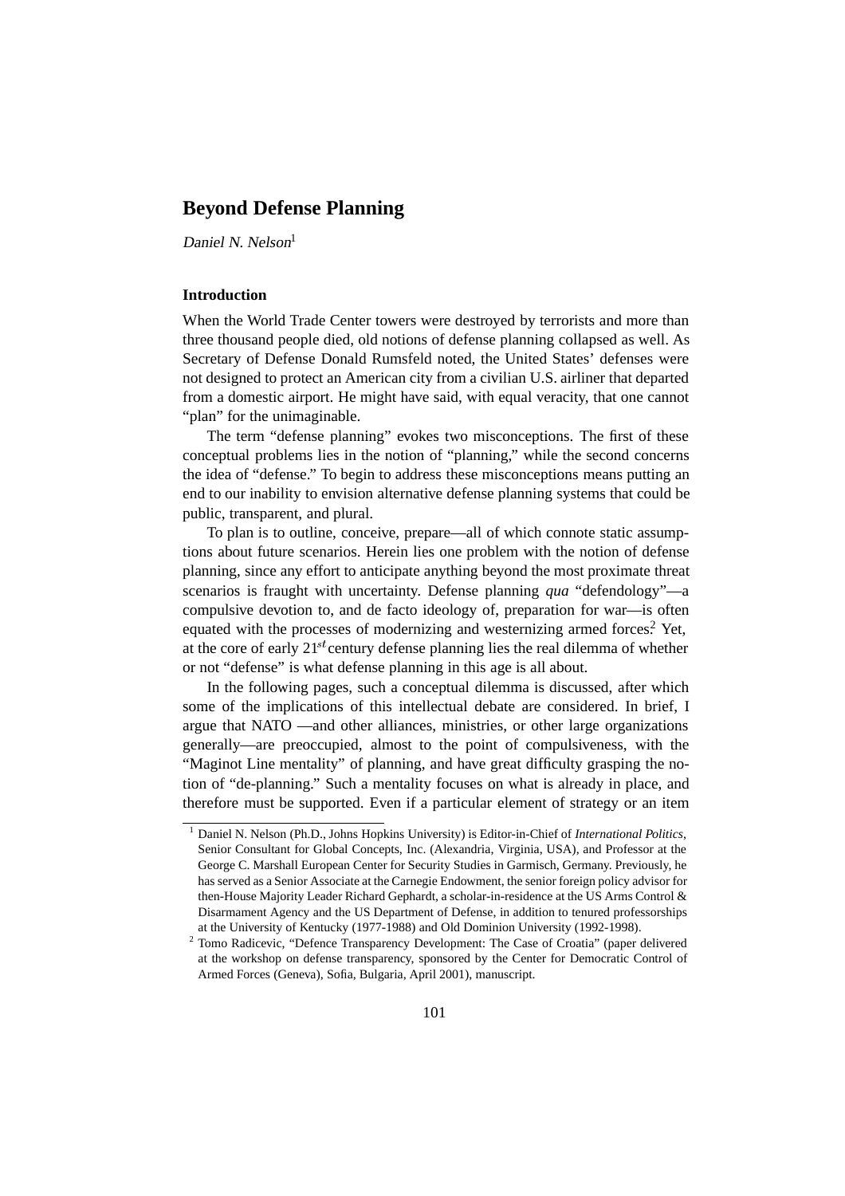# Beyond Defense Planning

*Daniel N. Nelson*[1]

## Introduction

When the World Trade Center towers were destroyed by terrorists and more than three thousand people died, old notions of defense planning collapsed as well. As Secretary of Defense Donald Rumsfeld noted, the United States' defenses were not designed to protect an American city from a civilian U.S. airliner that departed from a domestic airport. He might have said, with equal veracity, that one cannot "plan" for the unimaginable.

The term "defense planning" evokes two misconceptions. The first of these conceptual problems lies in the notion of "planning," while the second concerns the idea of "defense." To begin to address these misconceptions means putting an end to our inability to envision alternative defense planning systems that could be public, transparent, and plural.

To plan is to outline, conceive, prepare—all of which connote static assumptions about future scenarios. Herein lies one problem with the notion of defense planning, since any effort to anticipate anything beyond the most proximate threat scenarios is fraught with uncertainty. Defense planning *qua* "defendology"—a compulsive devotion to, and de facto ideology of, preparation for war—is often equated with the processes of modernizing and westernizing armed forces.[2] Yet, at the core of early 21st century defense planning lies the real dilemma of whether or not "defense" is what defense planning in this age is all about.

In the following pages, such a conceptual dilemma is discussed, after which some of the implications of this intellectual debate are considered. In brief, I argue that NATO —and other alliances, ministries, or other large organizations generally—are preoccupied, almost to the point of compulsiveness, with the "Maginot Line mentality" of planning, and have great difficulty grasping the notion of "de-planning." Such a mentality focuses on what is already in place, and therefore must be supported. Even if a particular element of strategy or an item

---

[1] Daniel N. Nelson (Ph.D., Johns Hopkins University) is Editor-in-Chief of *International Politics*, Senior Consultant for Global Concepts, Inc. (Alexandria, Virginia, USA), and Professor at the George C. Marshall European Center for Security Studies in Garmisch, Germany. Previously, he has served as a Senior Associate at the Carnegie Endowment, the senior foreign policy advisor for then-House Majority Leader Richard Gephardt, a scholar-in-residence at the US Arms Control & Disarmament Agency and the US Department of Defense, in addition to tenured professorships at the University of Kentucky (1977-1988) and Old Dominion University (1992-1998).

[2] Tomo Radicevic, "Defence Transparency Development: The Case of Croatia" (paper delivered at the workshop on defense transparency, sponsored by the Center for Democratic Control of Armed Forces (Geneva), Sofia, Bulgaria, April 2001), manuscript.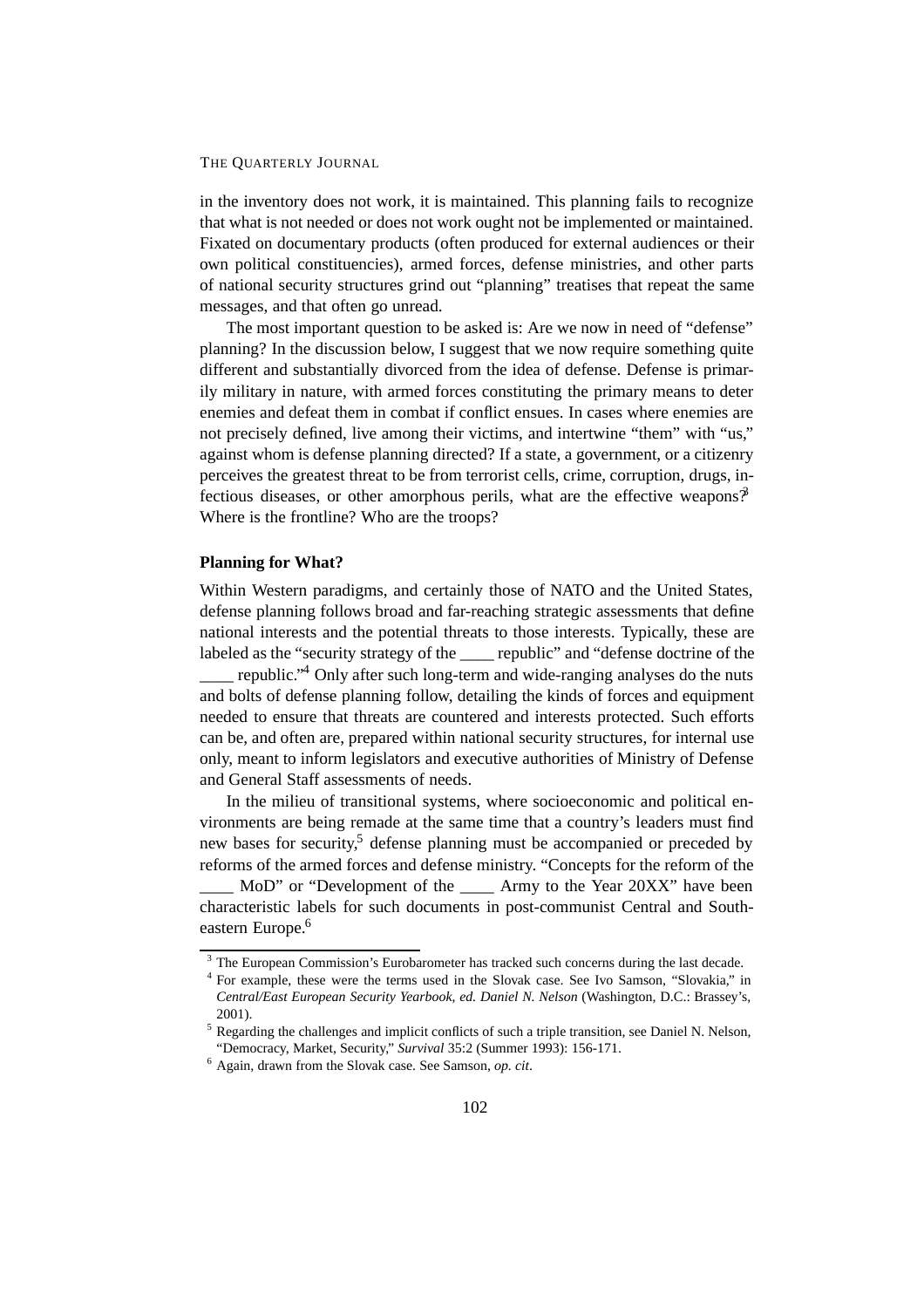in the inventory does not work, it is maintained. This planning fails to recognize that what is not needed or does not work ought not be implemented or maintained. Fixated on documentary products (often produced for external audiences or their own political constituencies), armed forces, defense ministries, and other parts of national security structures grind out "planning" treatises that repeat the same messages, and that often go unread.

The most important question to be asked is: Are we now in need of "defense" planning? In the discussion below, I suggest that we now require something quite different and substantially divorced from the idea of defense. Defense is primarily military in nature, with armed forces constituting the primary means to deter enemies and defeat them in combat if conflict ensues. In cases where enemies are not precisely defined, live among their victims, and intertwine "them" with "us," against whom is defense planning directed? If a state, a government, or a citizenry perceives the greatest threat to be from terrorist cells, crime, corruption, drugs, infectious diseases, or other amorphous perils, what are the effective weapons?[3] Where is the frontline? Who are the troops?

## Planning for What?

Within Western paradigms, and certainly those of NATO and the United States, defense planning follows broad and far-reaching strategic assessments that define national interests and the potential threats to those interests. Typically, these are labeled as the "security strategy of the ____ republic" and "defense doctrine of the ____ republic."[4] Only after such long-term and wide-ranging analyses do the nuts and bolts of defense planning follow, detailing the kinds of forces and equipment needed to ensure that threats are countered and interests protected. Such efforts can be, and often are, prepared within national security structures, for internal use only, meant to inform legislators and executive authorities of Ministry of Defense and General Staff assessments of needs.

In the milieu of transitional systems, where socioeconomic and political environments are being remade at the same time that a country's leaders must find new bases for security,[5] defense planning must be accompanied or preceded by reforms of the armed forces and defense ministry. "Concepts for the reform of the ____ MoD" or "Development of the ____ Army to the Year 20XX" have been characteristic labels for such documents in post-communist Central and Southeastern Europe.[6]

---

[3] The European Commission's Eurobarometer has tracked such concerns during the last decade.

[4] For example, these were the terms used in the Slovak case. See Ivo Samson, "Slovakia," in *Central/East European Security Yearbook, ed. Daniel N. Nelson* (Washington, D.C.: Brassey's, 2001).

[5] Regarding the challenges and implicit conflicts of such a triple transition, see Daniel N. Nelson, "Democracy, Market, Security," *Survival* 35:2 (Summer 1993): 156-171.

[6] Again, drawn from the Slovak case. See Samson, *op. cit*.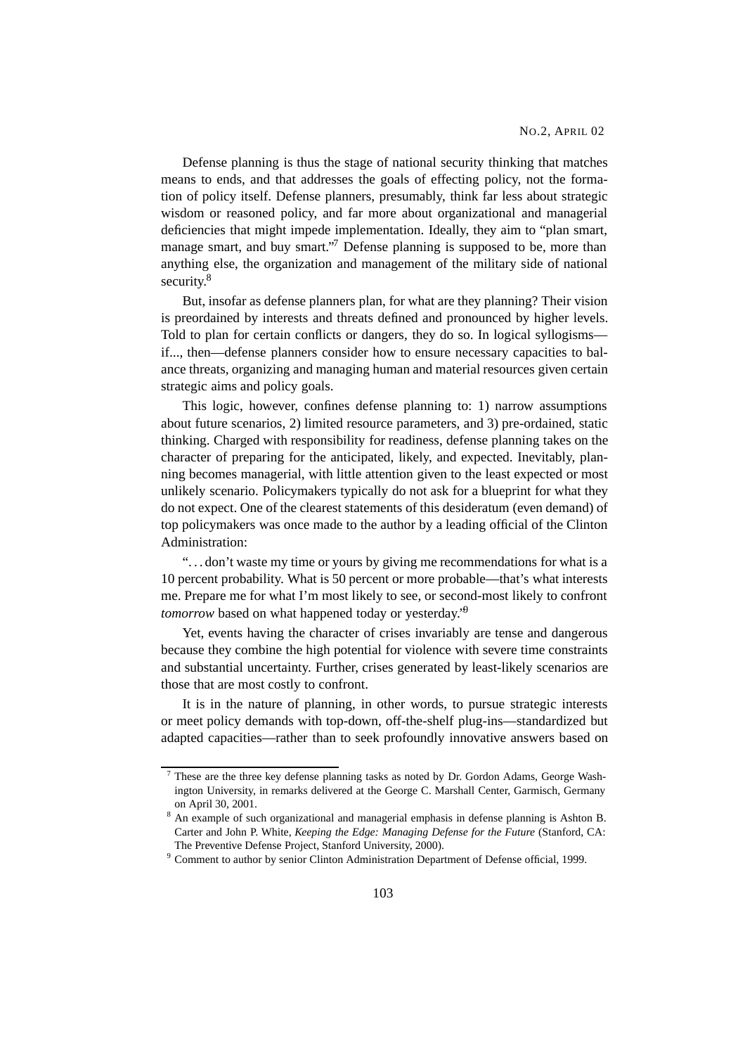Defense planning is thus the stage of national security thinking that matches means to ends, and that addresses the goals of effecting policy, not the formation of policy itself. Defense planners, presumably, think far less about strategic wisdom or reasoned policy, and far more about organizational and managerial deficiencies that might impede implementation. Ideally, they aim to "plan smart, manage smart, and buy smart."[7] Defense planning is supposed to be, more than anything else, the organization and management of the military side of national security.[8]

But, insofar as defense planners plan, for what are they planning? Their vision is preordained by interests and threats defined and pronounced by higher levels. Told to plan for certain conflicts or dangers, they do so. In logical syllogisms—if..., then—defense planners consider how to ensure necessary capacities to balance threats, organizing and managing human and material resources given certain strategic aims and policy goals.

This logic, however, confines defense planning to: 1) narrow assumptions about future scenarios, 2) limited resource parameters, and 3) pre-ordained, static thinking. Charged with responsibility for readiness, defense planning takes on the character of preparing for the anticipated, likely, and expected. Inevitably, planning becomes managerial, with little attention given to the least expected or most unlikely scenario. Policymakers typically do not ask for a blueprint for what they do not expect. One of the clearest statements of this desideratum (even demand) of top policymakers was once made to the author by a leading official of the Clinton Administration:

". . . don't waste my time or yours by giving me recommendations for what is a 10 percent probability. What is 50 percent or more probable—that's what interests me. Prepare me for what I'm most likely to see, or second-most likely to confront *tomorrow* based on what happened today or yesterday."[9]

Yet, events having the character of crises invariably are tense and dangerous because they combine the high potential for violence with severe time constraints and substantial uncertainty. Further, crises generated by least-likely scenarios are those that are most costly to confront.

It is in the nature of planning, in other words, to pursue strategic interests or meet policy demands with top-down, off-the-shelf plug-ins—standardized but adapted capacities—rather than to seek profoundly innovative answers based on

---

[7] These are the three key defense planning tasks as noted by Dr. Gordon Adams, George Washington University, in remarks delivered at the George C. Marshall Center, Garmisch, Germany on April 30, 2001.

[8] An example of such organizational and managerial emphasis in defense planning is Ashton B. Carter and John P. White, *Keeping the Edge: Managing Defense for the Future* (Stanford, CA: The Preventive Defense Project, Stanford University, 2000).

[9] Comment to author by senior Clinton Administration Department of Defense official, 1999.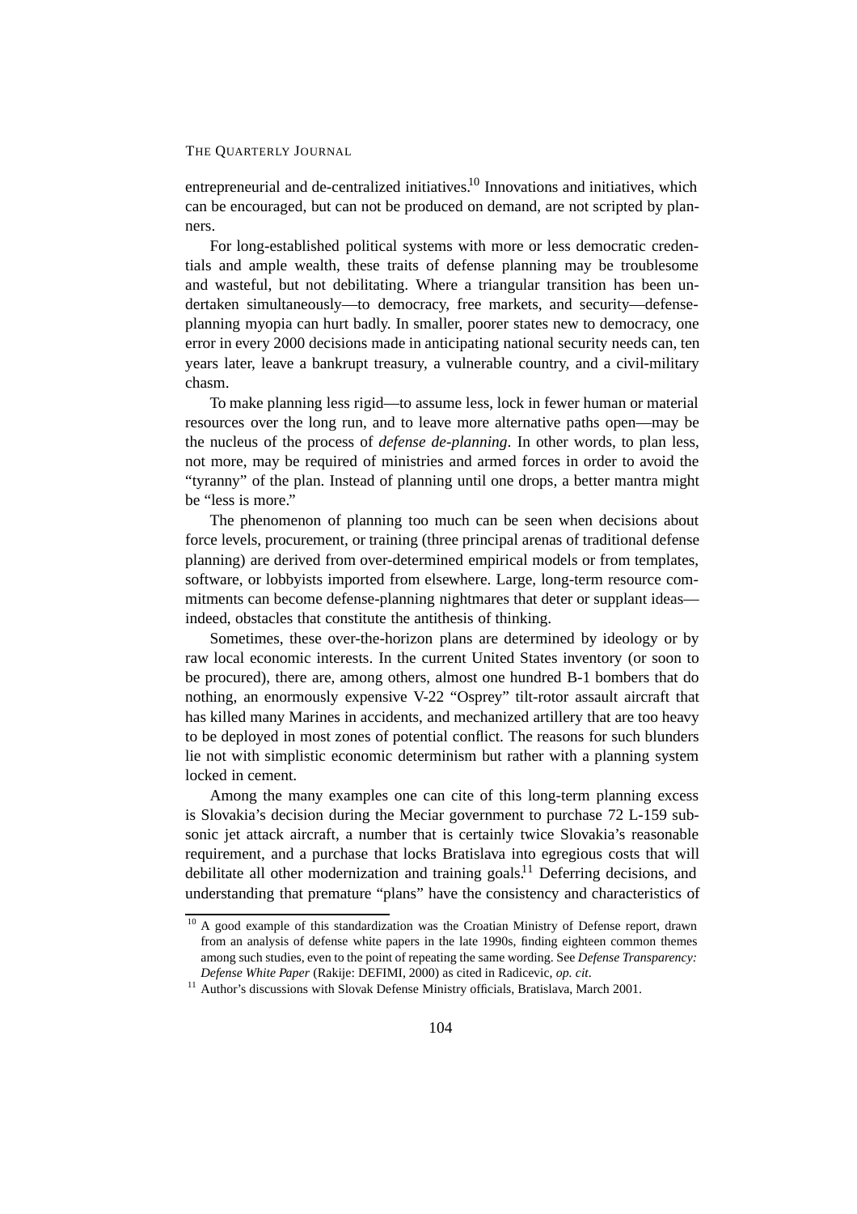entrepreneurial and de-centralized initiatives.[10] Innovations and initiatives, which can be encouraged, but can not be produced on demand, are not scripted by planners.

For long-established political systems with more or less democratic credentials and ample wealth, these traits of defense planning may be troublesome and wasteful, but not debilitating. Where a triangular transition has been undertaken simultaneously—to democracy, free markets, and security—defense-planning myopia can hurt badly. In smaller, poorer states new to democracy, one error in every 2000 decisions made in anticipating national security needs can, ten years later, leave a bankrupt treasury, a vulnerable country, and a civil-military chasm.

To make planning less rigid—to assume less, lock in fewer human or material resources over the long run, and to leave more alternative paths open—may be the nucleus of the process of *defense de-planning*. In other words, to plan less, not more, may be required of ministries and armed forces in order to avoid the "tyranny" of the plan. Instead of planning until one drops, a better mantra might be "less is more."

The phenomenon of planning too much can be seen when decisions about force levels, procurement, or training (three principal arenas of traditional defense planning) are derived from over-determined empirical models or from templates, software, or lobbyists imported from elsewhere. Large, long-term resource commitments can become defense-planning nightmares that deter or supplant ideas—indeed, obstacles that constitute the antithesis of thinking.

Sometimes, these over-the-horizon plans are determined by ideology or by raw local economic interests. In the current United States inventory (or soon to be procured), there are, among others, almost one hundred B-1 bombers that do nothing, an enormously expensive V-22 "Osprey" tilt-rotor assault aircraft that has killed many Marines in accidents, and mechanized artillery that are too heavy to be deployed in most zones of potential conflict. The reasons for such blunders lie not with simplistic economic determinism but rather with a planning system locked in cement.

Among the many examples one can cite of this long-term planning excess is Slovakia's decision during the Meciar government to purchase 72 L-159 subsonic jet attack aircraft, a number that is certainly twice Slovakia's reasonable requirement, and a purchase that locks Bratislava into egregious costs that will debilitate all other modernization and training goals.[11] Deferring decisions, and understanding that premature "plans" have the consistency and characteristics of

---

[10] A good example of this standardization was the Croatian Ministry of Defense report, drawn from an analysis of defense white papers in the late 1990s, finding eighteen common themes among such studies, even to the point of repeating the same wording. See *Defense Transparency: Defense White Paper* (Rakije: DEFIMI, 2000) as cited in Radicevic, *op. cit*.

[11] Author's discussions with Slovak Defense Ministry officials, Bratislava, March 2001.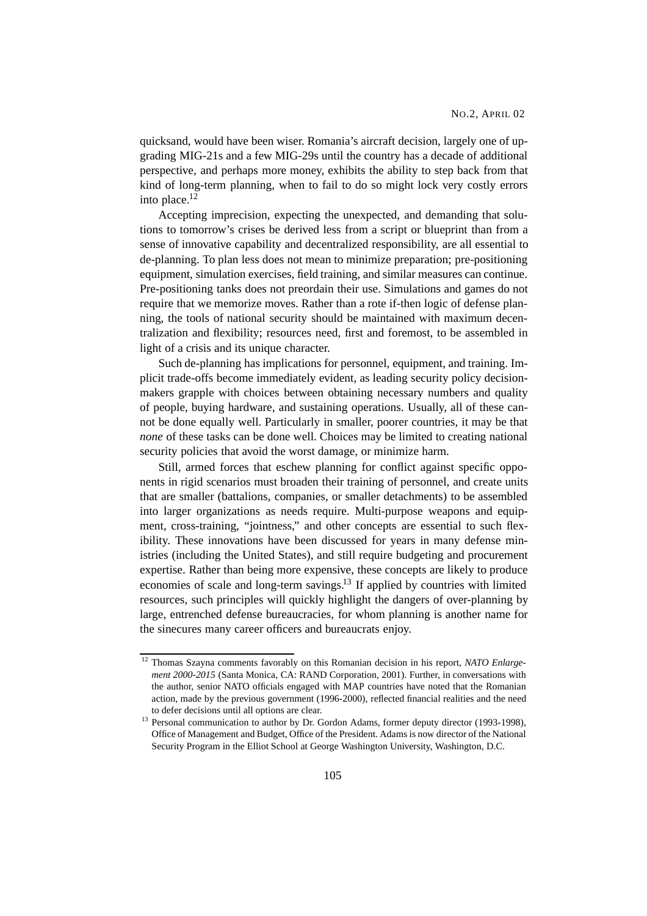quicksand, would have been wiser. Romania's aircraft decision, largely one of upgrading MIG-21s and a few MIG-29s until the country has a decade of additional perspective, and perhaps more money, exhibits the ability to step back from that kind of long-term planning, when to fail to do so might lock very costly errors into place.[12]

Accepting imprecision, expecting the unexpected, and demanding that solutions to tomorrow's crises be derived less from a script or blueprint than from a sense of innovative capability and decentralized responsibility, are all essential to de-planning. To plan less does not mean to minimize preparation; pre-positioning equipment, simulation exercises, field training, and similar measures can continue. Pre-positioning tanks does not preordain their use. Simulations and games do not require that we memorize moves. Rather than a rote if-then logic of defense planning, the tools of national security should be maintained with maximum decentralization and flexibility; resources need, first and foremost, to be assembled in light of a crisis and its unique character.

Such de-planning has implications for personnel, equipment, and training. Implicit trade-offs become immediately evident, as leading security policy decision-makers grapple with choices between obtaining necessary numbers and quality of people, buying hardware, and sustaining operations. Usually, all of these cannot be done equally well. Particularly in smaller, poorer countries, it may be that *none* of these tasks can be done well. Choices may be limited to creating national security policies that avoid the worst damage, or minimize harm.

Still, armed forces that eschew planning for conflict against specific opponents in rigid scenarios must broaden their training of personnel, and create units that are smaller (battalions, companies, or smaller detachments) to be assembled into larger organizations as needs require. Multi-purpose weapons and equipment, cross-training, "jointness," and other concepts are essential to such flexibility. These innovations have been discussed for years in many defense ministries (including the United States), and still require budgeting and procurement expertise. Rather than being more expensive, these concepts are likely to produce economies of scale and long-term savings.[13] If applied by countries with limited resources, such principles will quickly highlight the dangers of over-planning by large, entrenched defense bureaucracies, for whom planning is another name for the sinecures many career officers and bureaucrats enjoy.

---

[12] Thomas Szayna comments favorably on this Romanian decision in his report, *NATO Enlargement 2000-2015* (Santa Monica, CA: RAND Corporation, 2001). Further, in conversations with the author, senior NATO officials engaged with MAP countries have noted that the Romanian action, made by the previous government (1996-2000), reflected financial realities and the need to defer decisions until all options are clear.

[13] Personal communication to author by Dr. Gordon Adams, former deputy director (1993-1998), Office of Management and Budget, Office of the President. Adams is now director of the National Security Program in the Elliot School at George Washington University, Washington, D.C.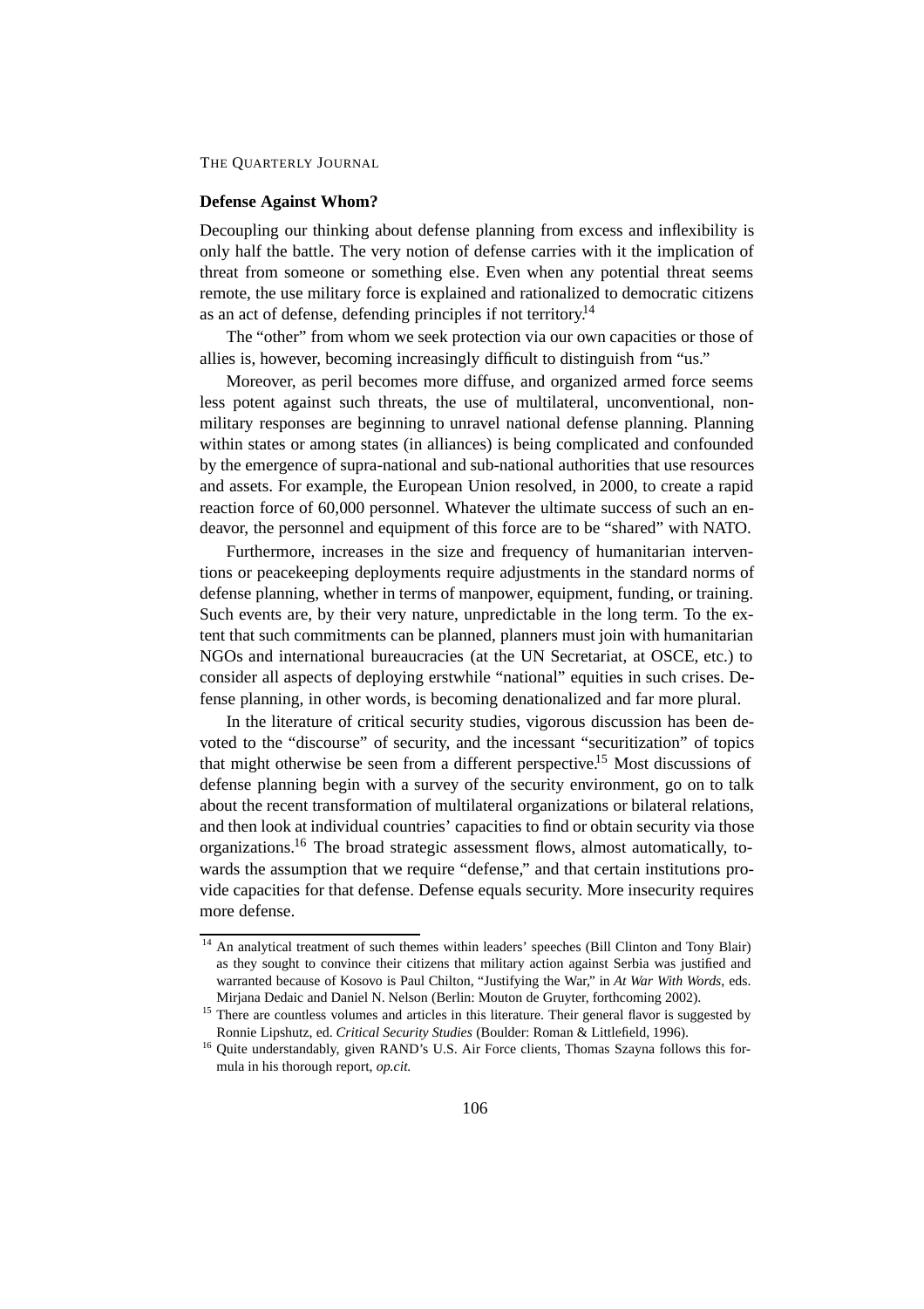### Defense Against Whom?

Decoupling our thinking about defense planning from excess and inflexibility is only half the battle. The very notion of defense carries with it the implication of threat from someone or something else. Even when any potential threat seems remote, the use military force is explained and rationalized to democratic citizens as an act of defense, defending principles if not territory.[14]

The "other" from whom we seek protection via our own capacities or those of allies is, however, becoming increasingly difficult to distinguish from "us."

Moreover, as peril becomes more diffuse, and organized armed force seems less potent against such threats, the use of multilateral, unconventional, non-military responses are beginning to unravel national defense planning. Planning within states or among states (in alliances) is being complicated and confounded by the emergence of supra-national and sub-national authorities that use resources and assets. For example, the European Union resolved, in 2000, to create a rapid reaction force of 60,000 personnel. Whatever the ultimate success of such an endeavor, the personnel and equipment of this force are to be "shared" with NATO.

Furthermore, increases in the size and frequency of humanitarian interventions or peacekeeping deployments require adjustments in the standard norms of defense planning, whether in terms of manpower, equipment, funding, or training. Such events are, by their very nature, unpredictable in the long term. To the extent that such commitments can be planned, planners must join with humanitarian NGOs and international bureaucracies (at the UN Secretariat, at OSCE, etc.) to consider all aspects of deploying erstwhile "national" equities in such crises. Defense planning, in other words, is becoming denationalized and far more plural.

In the literature of critical security studies, vigorous discussion has been devoted to the "discourse" of security, and the incessant "securitization" of topics that might otherwise be seen from a different perspective.[15] Most discussions of defense planning begin with a survey of the security environment, go on to talk about the recent transformation of multilateral organizations or bilateral relations, and then look at individual countries' capacities to find or obtain security via those organizations.[16] The broad strategic assessment flows, almost automatically, towards the assumption that we require "defense," and that certain institutions provide capacities for that defense. Defense equals security. More insecurity requires more defense.

---

[14] An analytical treatment of such themes within leaders' speeches (Bill Clinton and Tony Blair) as they sought to convince their citizens that military action against Serbia was justified and warranted because of Kosovo is Paul Chilton, "Justifying the War," in *At War With Words*, eds. Mirjana Dedaic and Daniel N. Nelson (Berlin: Mouton de Gruyter, forthcoming 2002).

[15] There are countless volumes and articles in this literature. Their general flavor is suggested by Ronnie Lipshutz, ed. *Critical Security Studies* (Boulder: Roman & Littlefield, 1996).

[16] Quite understandably, given RAND's U.S. Air Force clients, Thomas Szayna follows this formula in his thorough report, *op.cit.*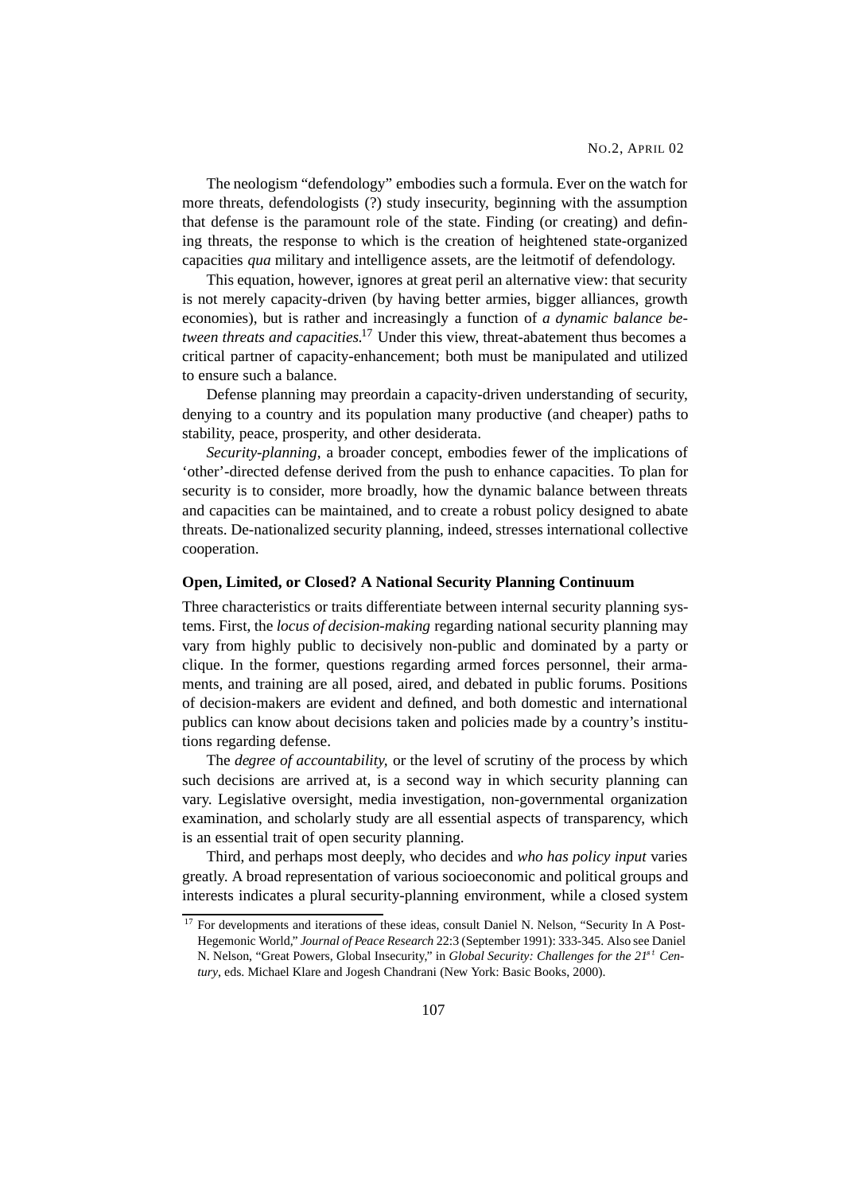The neologism "defendology" embodies such a formula. Ever on the watch for more threats, defendologists (?) study insecurity, beginning with the assumption that defense is the paramount role of the state. Finding (or creating) and defining threats, the response to which is the creation of heightened state-organized capacities *qua* military and intelligence assets, are the leitmotif of defendology.

This equation, however, ignores at great peril an alternative view: that security is not merely capacity-driven (by having better armies, bigger alliances, growth economies), but is rather and increasingly a function of *a dynamic balance between threats and capacities*.[17] Under this view, threat-abatement thus becomes a critical partner of capacity-enhancement; both must be manipulated and utilized to ensure such a balance.

Defense planning may preordain a capacity-driven understanding of security, denying to a country and its population many productive (and cheaper) paths to stability, peace, prosperity, and other desiderata.

*Security-planning*, a broader concept, embodies fewer of the implications of 'other'-directed defense derived from the push to enhance capacities. To plan for security is to consider, more broadly, how the dynamic balance between threats and capacities can be maintained, and to create a robust policy designed to abate threats. De-nationalized security planning, indeed, stresses international collective cooperation.

**Open, Limited, or Closed? A National Security Planning Continuum**

Three characteristics or traits differentiate between internal security planning systems. First, the *locus of decision-making* regarding national security planning may vary from highly public to decisively non-public and dominated by a party or clique. In the former, questions regarding armed forces personnel, their armaments, and training are all posed, aired, and debated in public forums. Positions of decision-makers are evident and defined, and both domestic and international publics can know about decisions taken and policies made by a country's institutions regarding defense.

The *degree of accountability*, or the level of scrutiny of the process by which such decisions are arrived at, is a second way in which security planning can vary. Legislative oversight, media investigation, non-governmental organization examination, and scholarly study are all essential aspects of transparency, which is an essential trait of open security planning.

Third, and perhaps most deeply, who decides and *who has policy input* varies greatly. A broad representation of various socioeconomic and political groups and interests indicates a plural security-planning environment, while a closed system

[17] For developments and iterations of these ideas, consult Daniel N. Nelson, "Security In A Post-Hegemonic World," *Journal of Peace Research* 22:3 (September 1991): 333-345. Also see Daniel N. Nelson, "Great Powers, Global Insecurity," in *Global Security: Challenges for the 21st Century*, eds. Michael Klare and Jogesh Chandrani (New York: Basic Books, 2000).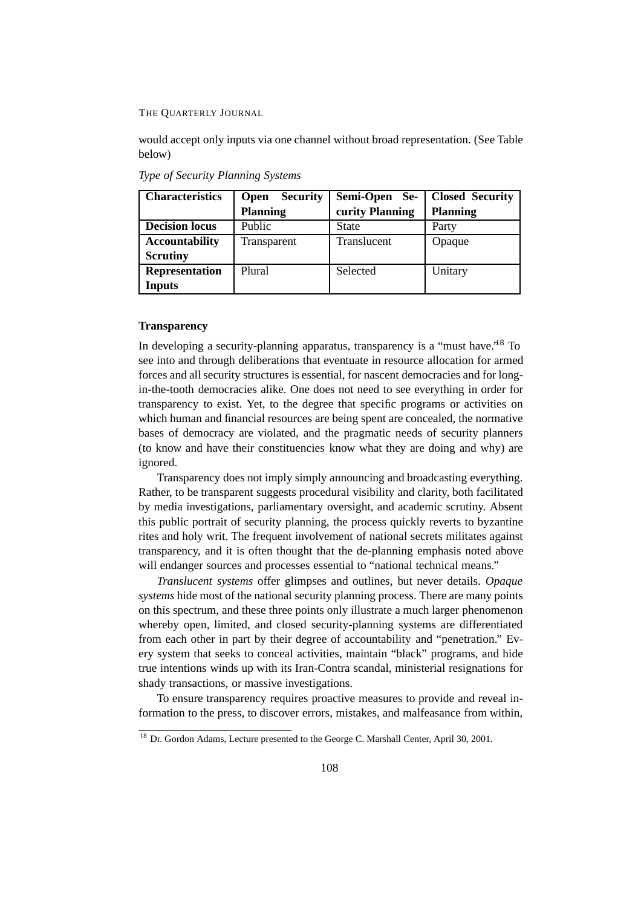would accept only inputs via one channel without broad representation. (See Table below)

*Type of Security Planning Systems*

| **Characteristics** | **Open Security Planning** | **Semi-Open Security Planning** | **Closed Security Planning** |
|---|---|---|---|
| **Decision locus** | Public | State | Party |
| **Accountability Scrutiny** | Transparent | Translucent | Opaque |
| **Representation Inputs** | Plural | Selected | Unitary |

**Transparency**

In developing a security-planning apparatus, transparency is a "must have."[18] To see into and through deliberations that eventuate in resource allocation for armed forces and all security structures is essential, for nascent democracies and for long-in-the-tooth democracies alike. One does not need to see everything in order for transparency to exist. Yet, to the degree that specific programs or activities on which human and financial resources are being spent are concealed, the normative bases of democracy are violated, and the pragmatic needs of security planners (to know and have their constituencies know what they are doing and why) are ignored.

Transparency does not imply simply announcing and broadcasting everything. Rather, to be transparent suggests procedural visibility and clarity, both facilitated by media investigations, parliamentary oversight, and academic scrutiny. Absent this public portrait of security planning, the process quickly reverts to byzantine rites and holy writ. The frequent involvement of national secrets militates against transparency, and it is often thought that the de-planning emphasis noted above will endanger sources and processes essential to "national technical means."

*Translucent systems* offer glimpses and outlines, but never details. *Opaque systems* hide most of the national security planning process. There are many points on this spectrum, and these three points only illustrate a much larger phenomenon whereby open, limited, and closed security-planning systems are differentiated from each other in part by their degree of accountability and "penetration." Every system that seeks to conceal activities, maintain "black" programs, and hide true intentions winds up with its Iran-Contra scandal, ministerial resignations for shady transactions, or massive investigations.

To ensure transparency requires proactive measures to provide and reveal information to the press, to discover errors, mistakes, and malfeasance from within,

[18] Dr. Gordon Adams, Lecture presented to the George C. Marshall Center, April 30, 2001.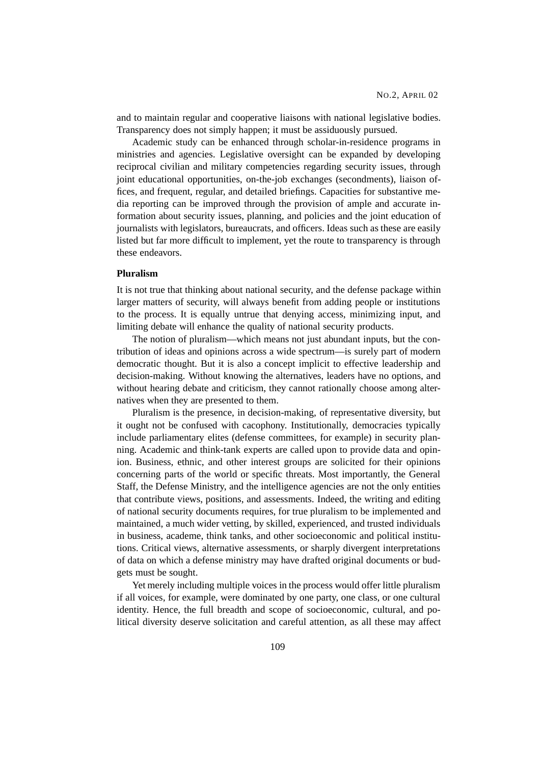and to maintain regular and cooperative liaisons with national legislative bodies. Transparency does not simply happen; it must be assiduously pursued.

Academic study can be enhanced through scholar-in-residence programs in ministries and agencies. Legislative oversight can be expanded by developing reciprocal civilian and military competencies regarding security issues, through joint educational opportunities, on-the-job exchanges (secondments), liaison offices, and frequent, regular, and detailed briefings. Capacities for substantive media reporting can be improved through the provision of ample and accurate information about security issues, planning, and policies and the joint education of journalists with legislators, bureaucrats, and officers. Ideas such as these are easily listed but far more difficult to implement, yet the route to transparency is through these endeavors.

**Pluralism**

It is not true that thinking about national security, and the defense package within larger matters of security, will always benefit from adding people or institutions to the process. It is equally untrue that denying access, minimizing input, and limiting debate will enhance the quality of national security products.

The notion of pluralism—which means not just abundant inputs, but the contribution of ideas and opinions across a wide spectrum—is surely part of modern democratic thought. But it is also a concept implicit to effective leadership and decision-making. Without knowing the alternatives, leaders have no options, and without hearing debate and criticism, they cannot rationally choose among alternatives when they are presented to them.

Pluralism is the presence, in decision-making, of representative diversity, but it ought not be confused with cacophony. Institutionally, democracies typically include parliamentary elites (defense committees, for example) in security planning. Academic and think-tank experts are called upon to provide data and opinion. Business, ethnic, and other interest groups are solicited for their opinions concerning parts of the world or specific threats. Most importantly, the General Staff, the Defense Ministry, and the intelligence agencies are not the only entities that contribute views, positions, and assessments. Indeed, the writing and editing of national security documents requires, for true pluralism to be implemented and maintained, a much wider vetting, by skilled, experienced, and trusted individuals in business, academe, think tanks, and other socioeconomic and political institutions. Critical views, alternative assessments, or sharply divergent interpretations of data on which a defense ministry may have drafted original documents or budgets must be sought.

Yet merely including multiple voices in the process would offer little pluralism if all voices, for example, were dominated by one party, one class, or one cultural identity. Hence, the full breadth and scope of socioeconomic, cultural, and political diversity deserve solicitation and careful attention, as all these may affect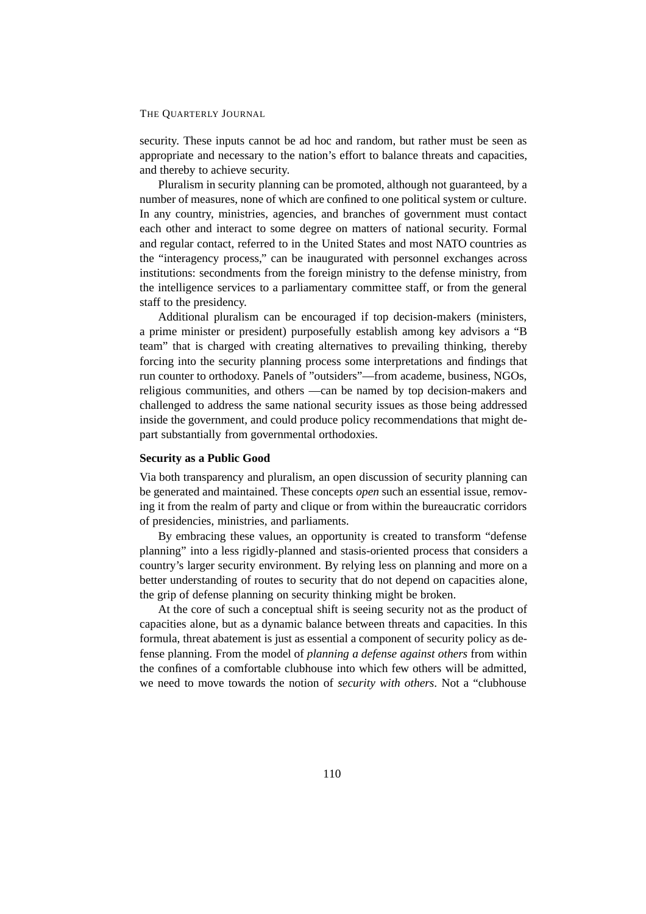security. These inputs cannot be ad hoc and random, but rather must be seen as appropriate and necessary to the nation's effort to balance threats and capacities, and thereby to achieve security.

Pluralism in security planning can be promoted, although not guaranteed, by a number of measures, none of which are confined to one political system or culture. In any country, ministries, agencies, and branches of government must contact each other and interact to some degree on matters of national security. Formal and regular contact, referred to in the United States and most NATO countries as the "interagency process," can be inaugurated with personnel exchanges across institutions: secondments from the foreign ministry to the defense ministry, from the intelligence services to a parliamentary committee staff, or from the general staff to the presidency.

Additional pluralism can be encouraged if top decision-makers (ministers, a prime minister or president) purposefully establish among key advisors a "B team" that is charged with creating alternatives to prevailing thinking, thereby forcing into the security planning process some interpretations and findings that run counter to orthodoxy. Panels of "outsiders"—from academe, business, NGOs, religious communities, and others —can be named by top decision-makers and challenged to address the same national security issues as those being addressed inside the government, and could produce policy recommendations that might depart substantially from governmental orthodoxies.

### Security as a Public Good

Via both transparency and pluralism, an open discussion of security planning can be generated and maintained. These concepts *open* such an essential issue, removing it from the realm of party and clique or from within the bureaucratic corridors of presidencies, ministries, and parliaments.

By embracing these values, an opportunity is created to transform "defense planning" into a less rigidly-planned and stasis-oriented process that considers a country's larger security environment. By relying less on planning and more on a better understanding of routes to security that do not depend on capacities alone, the grip of defense planning on security thinking might be broken.

At the core of such a conceptual shift is seeing security not as the product of capacities alone, but as a dynamic balance between threats and capacities. In this formula, threat abatement is just as essential a component of security policy as defense planning. From the model of *planning a defense against others* from within the confines of a comfortable clubhouse into which few others will be admitted, we need to move towards the notion of *security with others*. Not a "clubhouse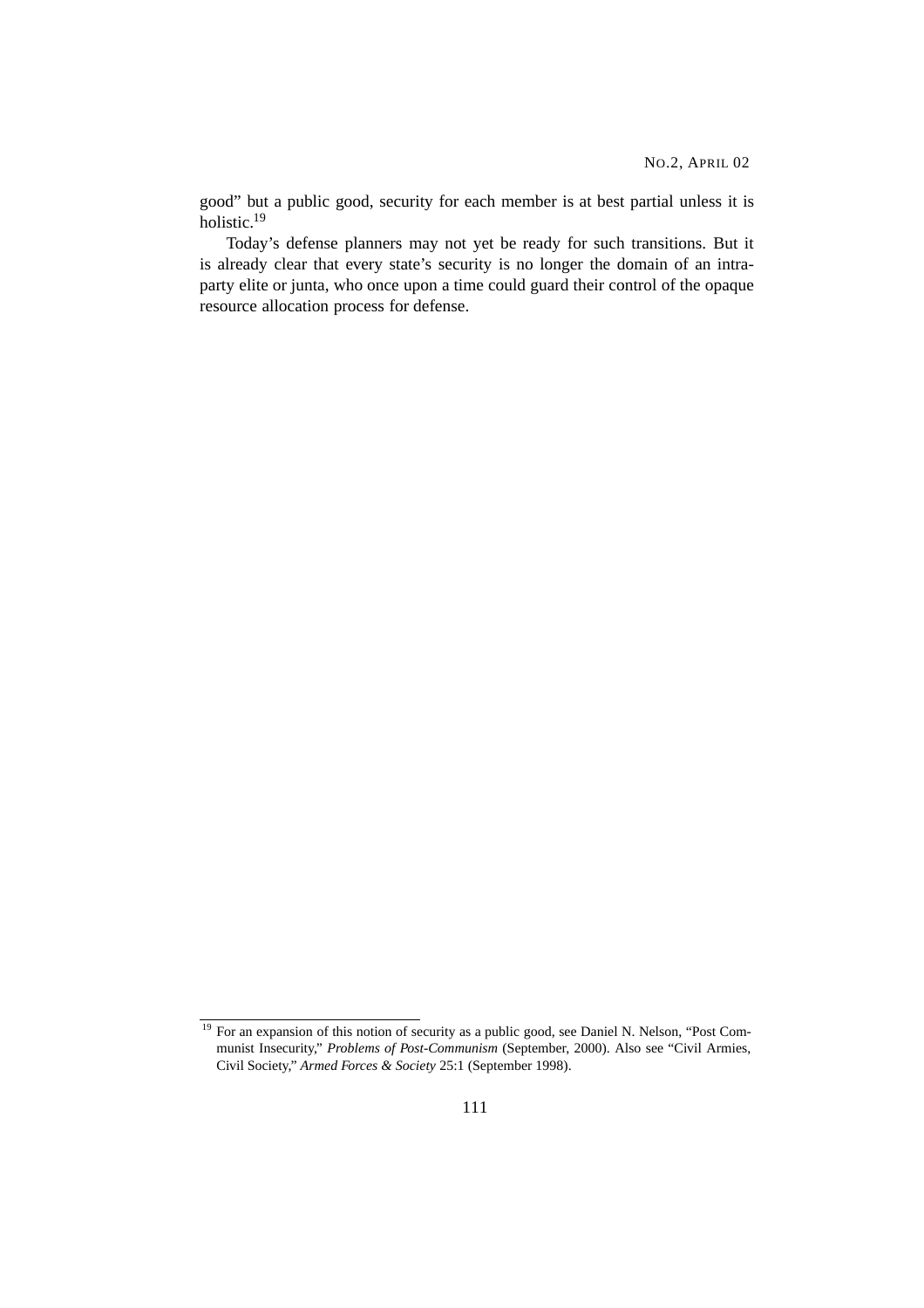good" but a public good, security for each member is at best partial unless it is holistic.[19]

Today's defense planners may not yet be ready for such transitions. But it is already clear that every state's security is no longer the domain of an intra-party elite or junta, who once upon a time could guard their control of the opaque resource allocation process for defense.

---

[19] For an expansion of this notion of security as a public good, see Daniel N. Nelson, "Post Communist Insecurity," *Problems of Post-Communism* (September, 2000). Also see "Civil Armies, Civil Society," *Armed Forces & Society* 25:1 (September 1998).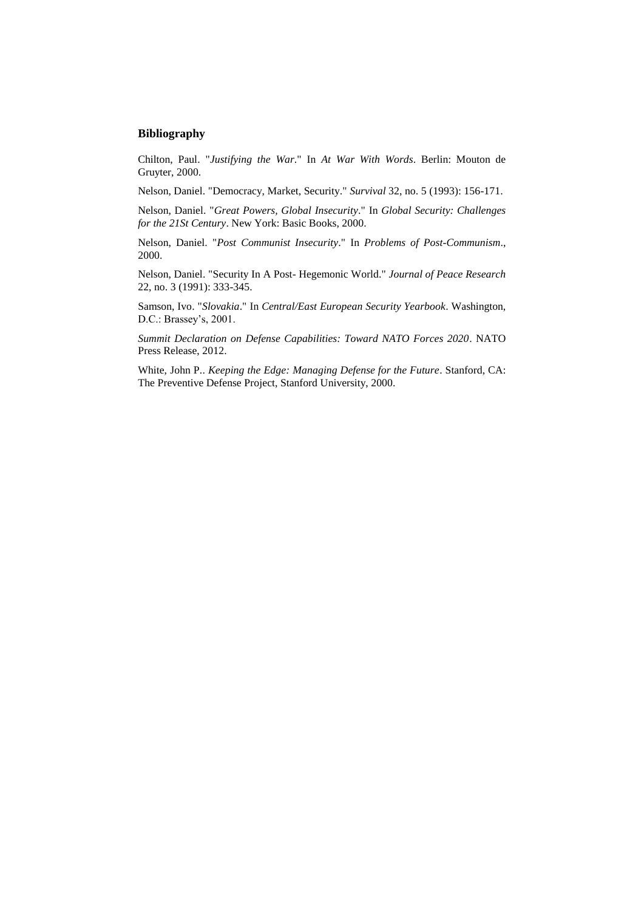## Bibliography

Chilton, Paul. "*Justifying the War*." In *At War With Words*. Berlin: Mouton de Gruyter, 2000.

Nelson, Daniel. "Democracy, Market, Security." *Survival* 32, no. 5 (1993): 156-171.

Nelson, Daniel. "*Great Powers, Global Insecurity*." In *Global Security: Challenges for the 21St Century*. New York: Basic Books, 2000.

Nelson, Daniel. "*Post Communist Insecurity*." In *Problems of Post-Communism*., 2000.

Nelson, Daniel. "Security In A Post- Hegemonic World." *Journal of Peace Research* 22, no. 3 (1991): 333-345.

Samson, Ivo. "*Slovakia*." In *Central/East European Security Yearbook*. Washington, D.C.: Brassey's, 2001.

*Summit Declaration on Defense Capabilities: Toward NATO Forces 2020*. NATO Press Release, 2012.

White, John P.. *Keeping the Edge: Managing Defense for the Future*. Stanford, CA: The Preventive Defense Project, Stanford University, 2000.